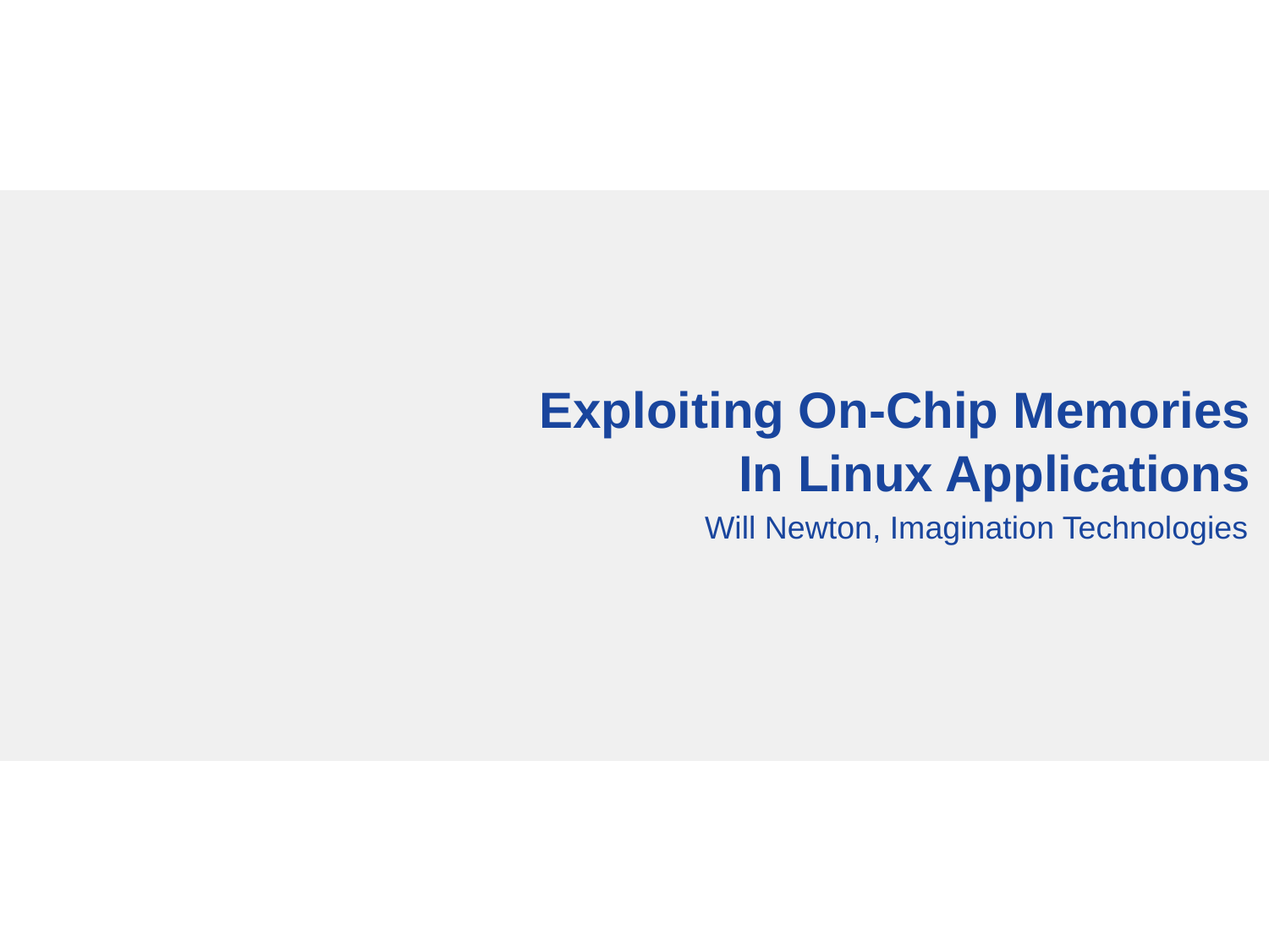# Exploiting On-Chip Memories In Linux Applications

Will Newton, Imagination Technologies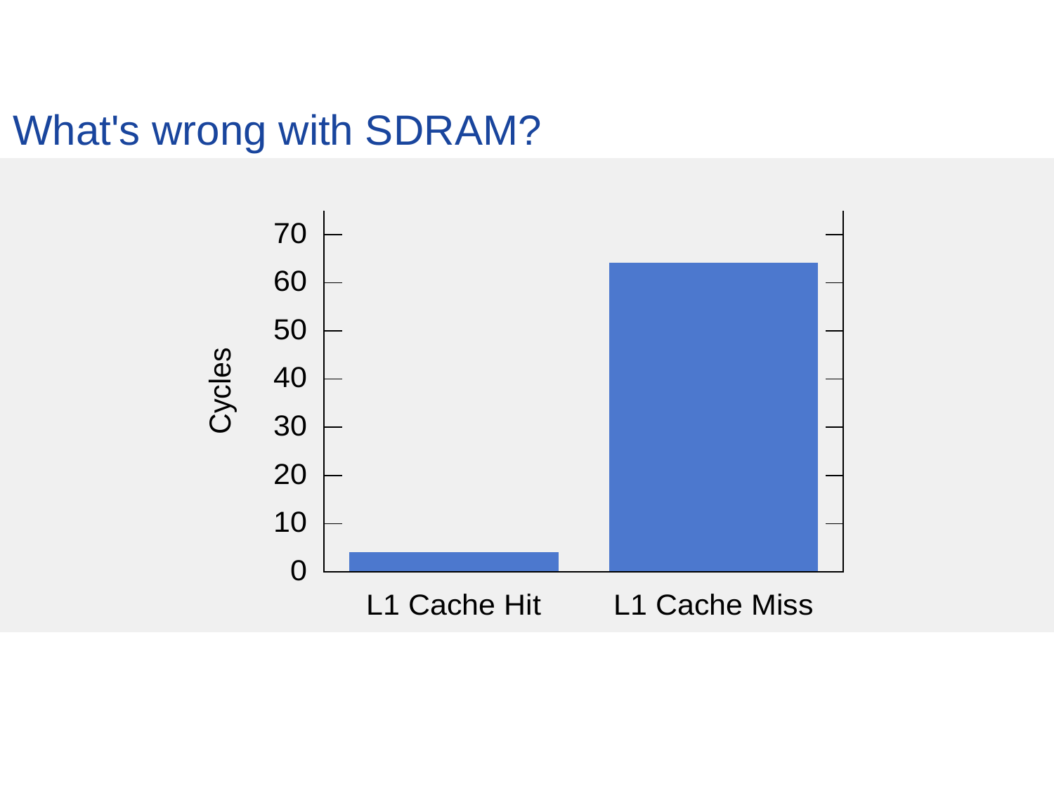# What's wrong with SDRAM?

| | Cycles |
|---|---|
| L1 Cache Hit | ~4 |
| L1 Cache Miss | ~64 |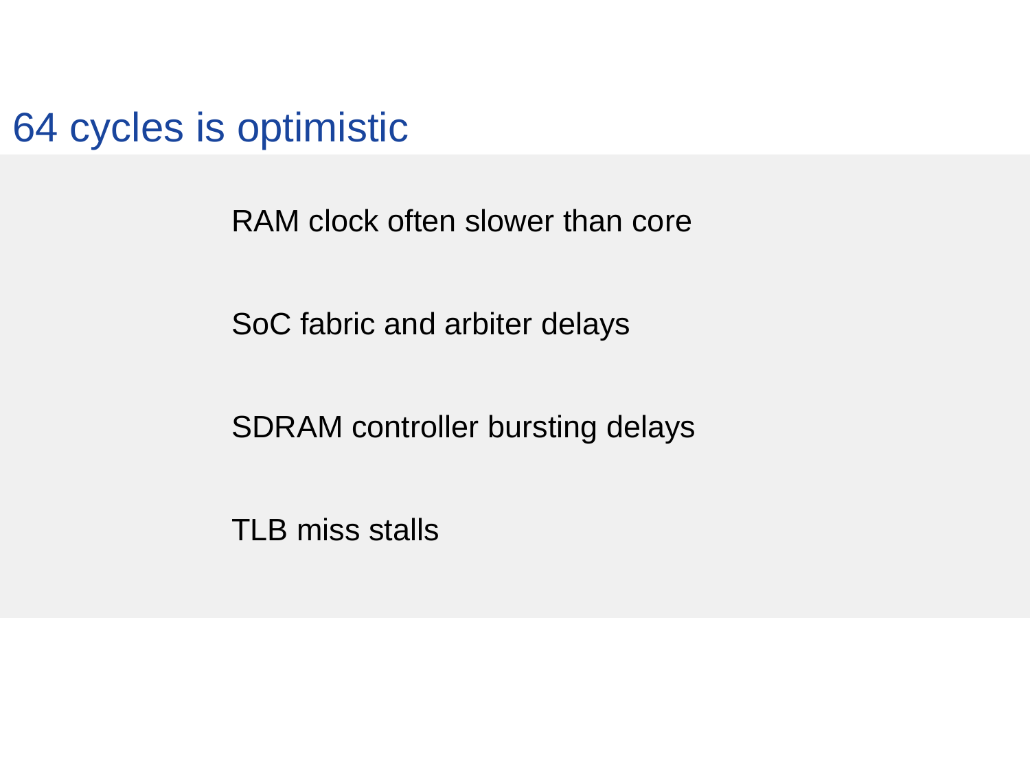# 64 cycles is optimistic

RAM clock often slower than core

SoC fabric and arbiter delays

SDRAM controller bursting delays

TLB miss stalls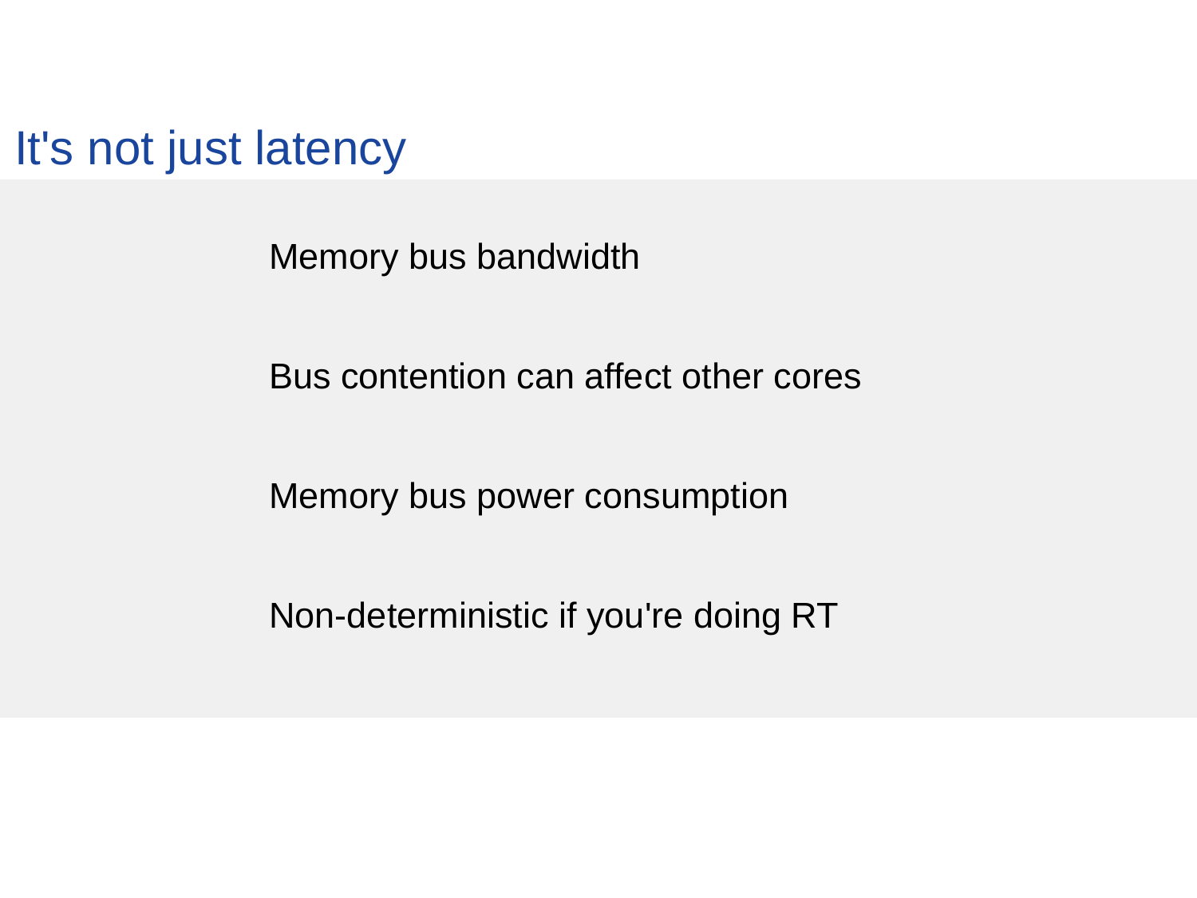# It's not just latency

Memory bus bandwidth

Bus contention can affect other cores

Memory bus power consumption

Non-deterministic if you're doing RT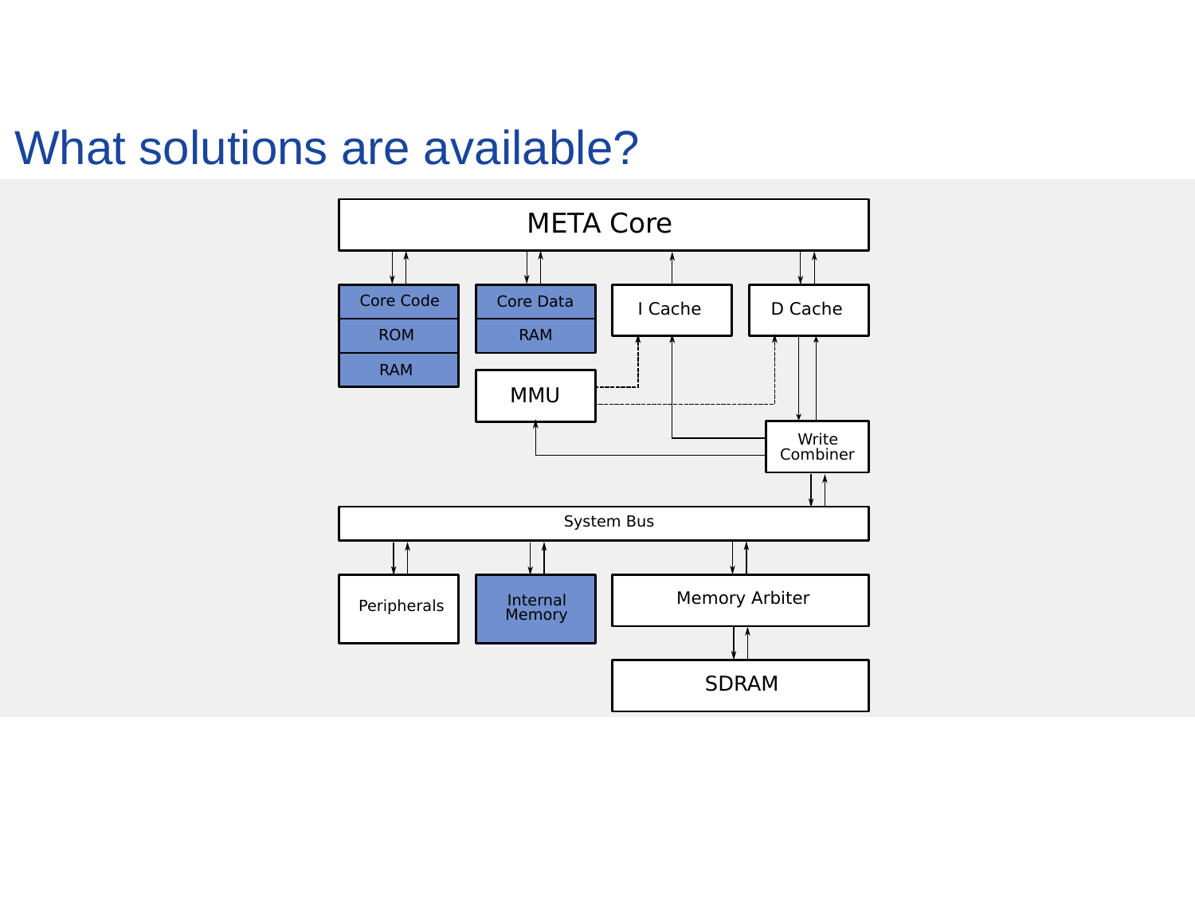# What solutions are available?

META Core

Core Code

ROM

RAM

Core Data

RAM

I Cache

D Cache

MMU

Write Combiner

System Bus

Peripherals

Internal Memory

Memory Arbiter

SDRAM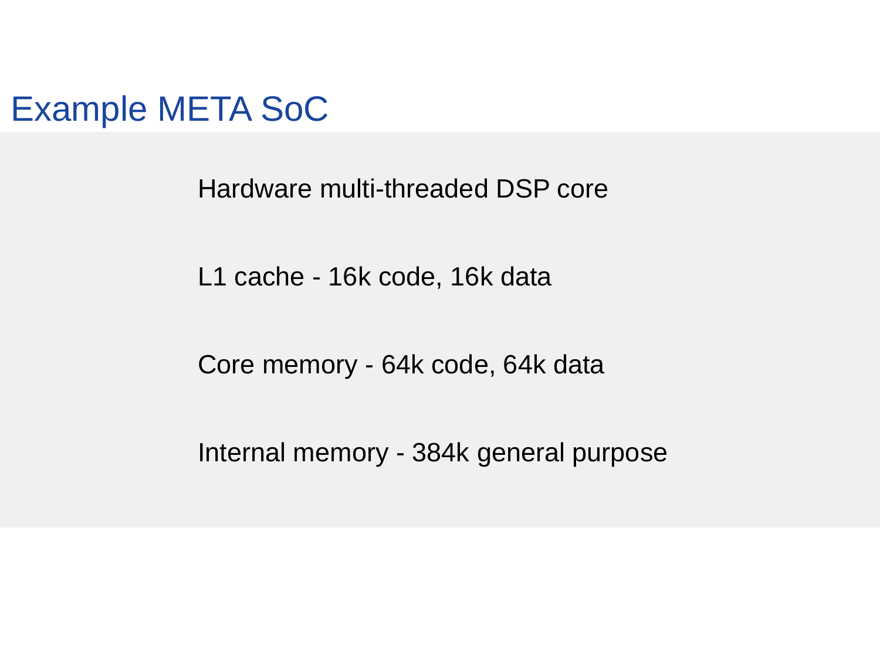# Example META SoC

Hardware multi-threaded DSP core

L1 cache - 16k code, 16k data

Core memory - 64k code, 64k data

Internal memory - 384k general purpose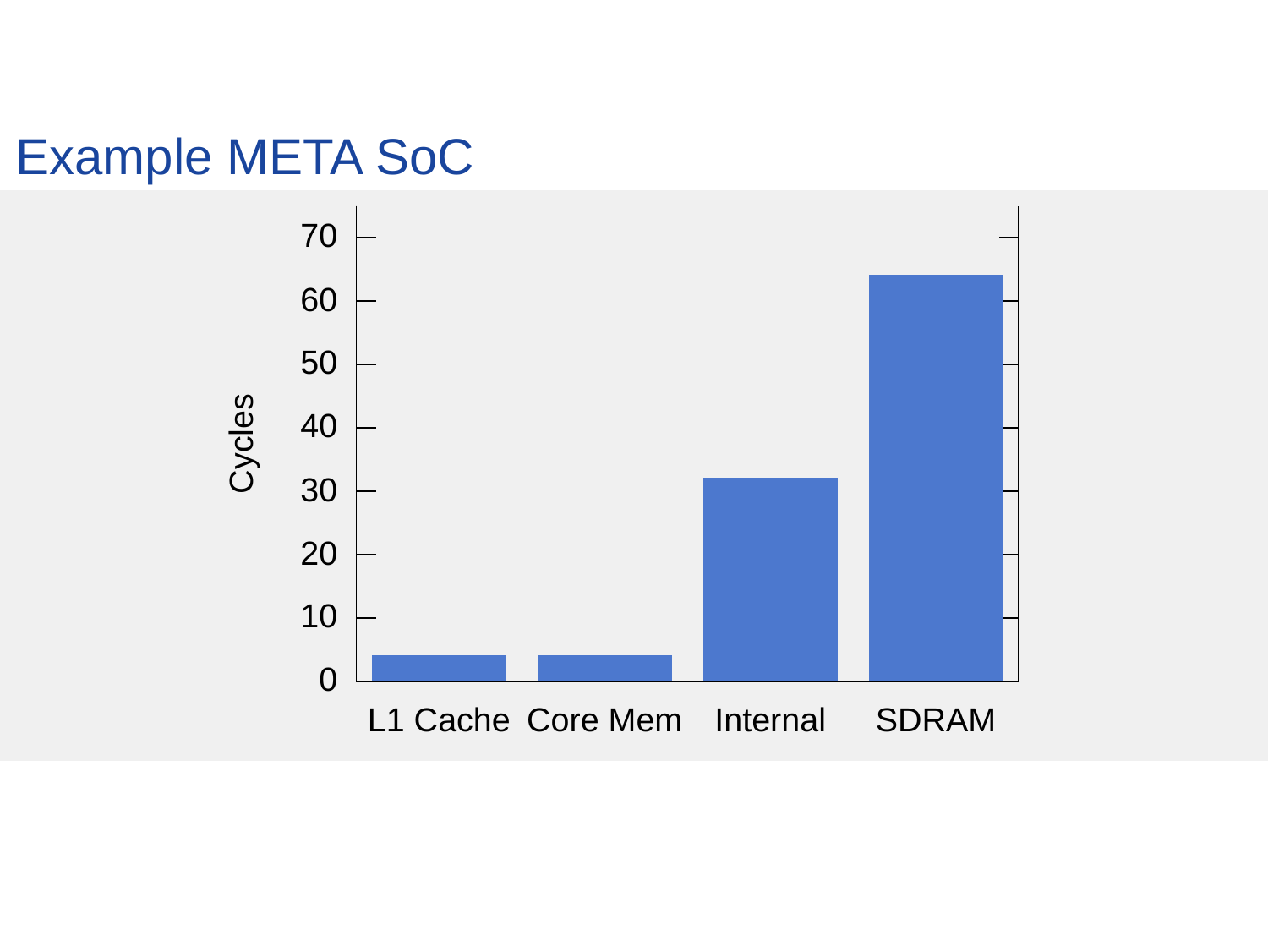# Example META SoC

| | Cycles |
|---|---|
| L1 Cache | 4 |
| Core Mem | 4 |
| Internal | 32 |
| SDRAM | 64 |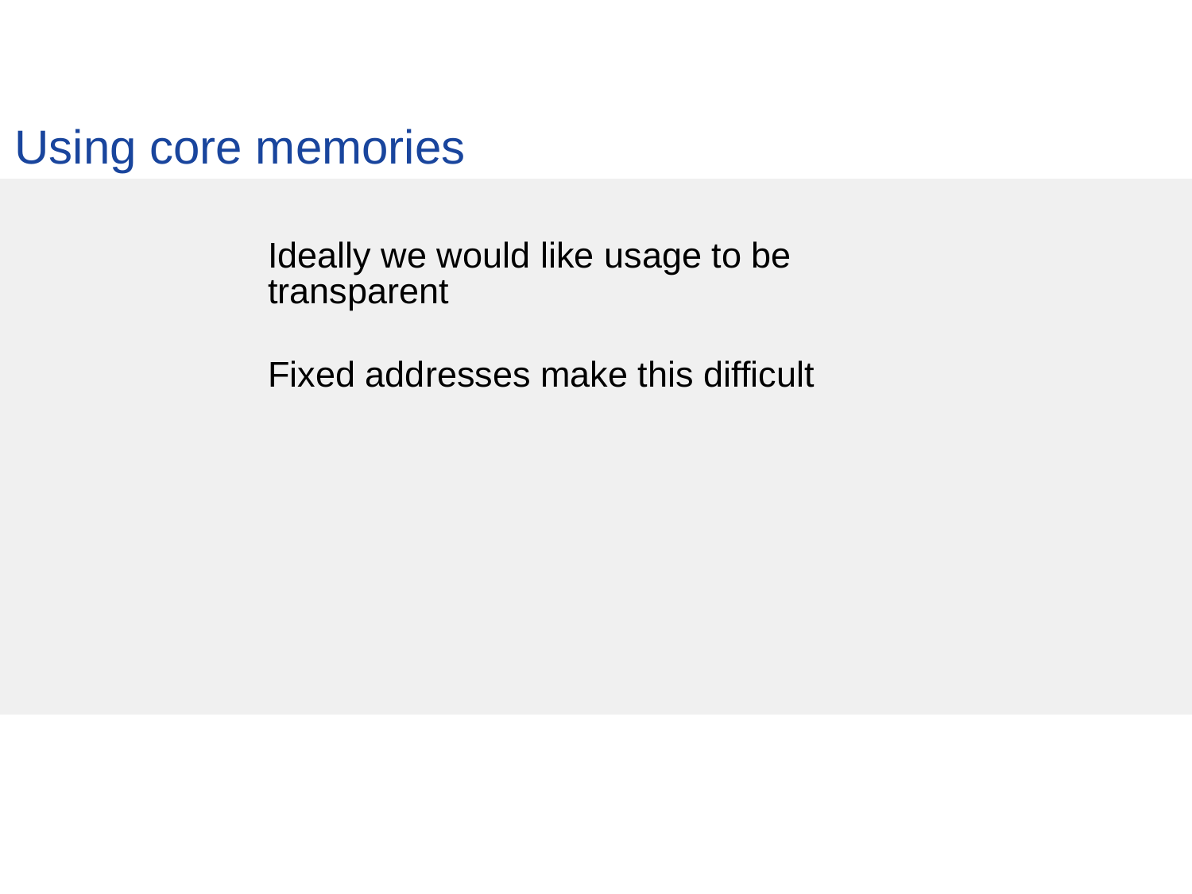# Using core memories

Ideally we would like usage to be transparent

Fixed addresses make this difficult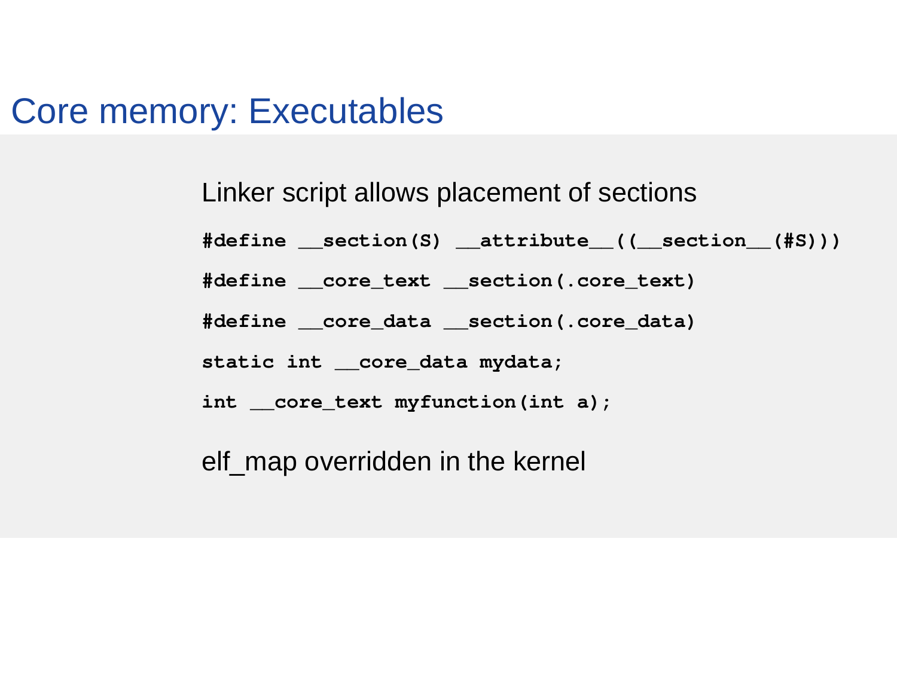# Core memory: Executables

Linker script allows placement of sections

```
#define __section(S) __attribute__((__section__(#S)))
#define __core_text __section(.core_text)
#define __core_data __section(.core_data)
static int __core_data mydata;
int __core_text myfunction(int a);
```

elf_map overridden in the kernel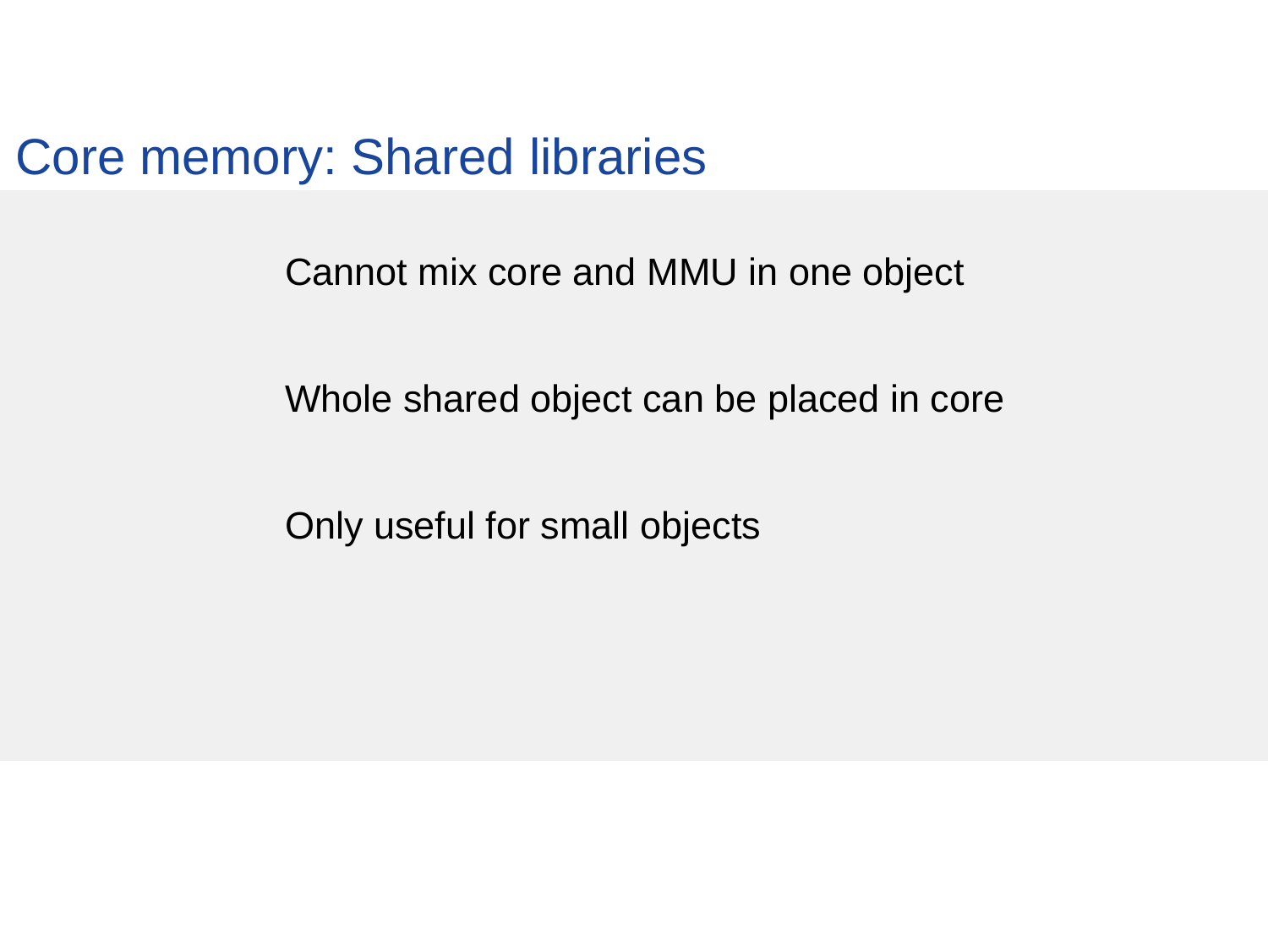# Core memory: Shared libraries

Cannot mix core and MMU in one object

Whole shared object can be placed in core

Only useful for small objects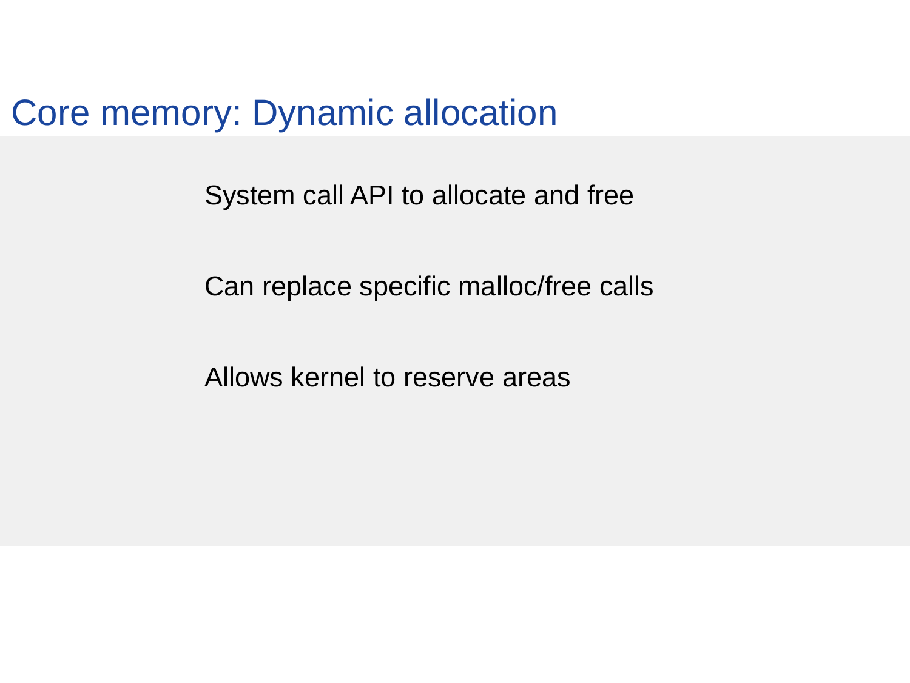# Core memory: Dynamic allocation

System call API to allocate and free

Can replace specific malloc/free calls

Allows kernel to reserve areas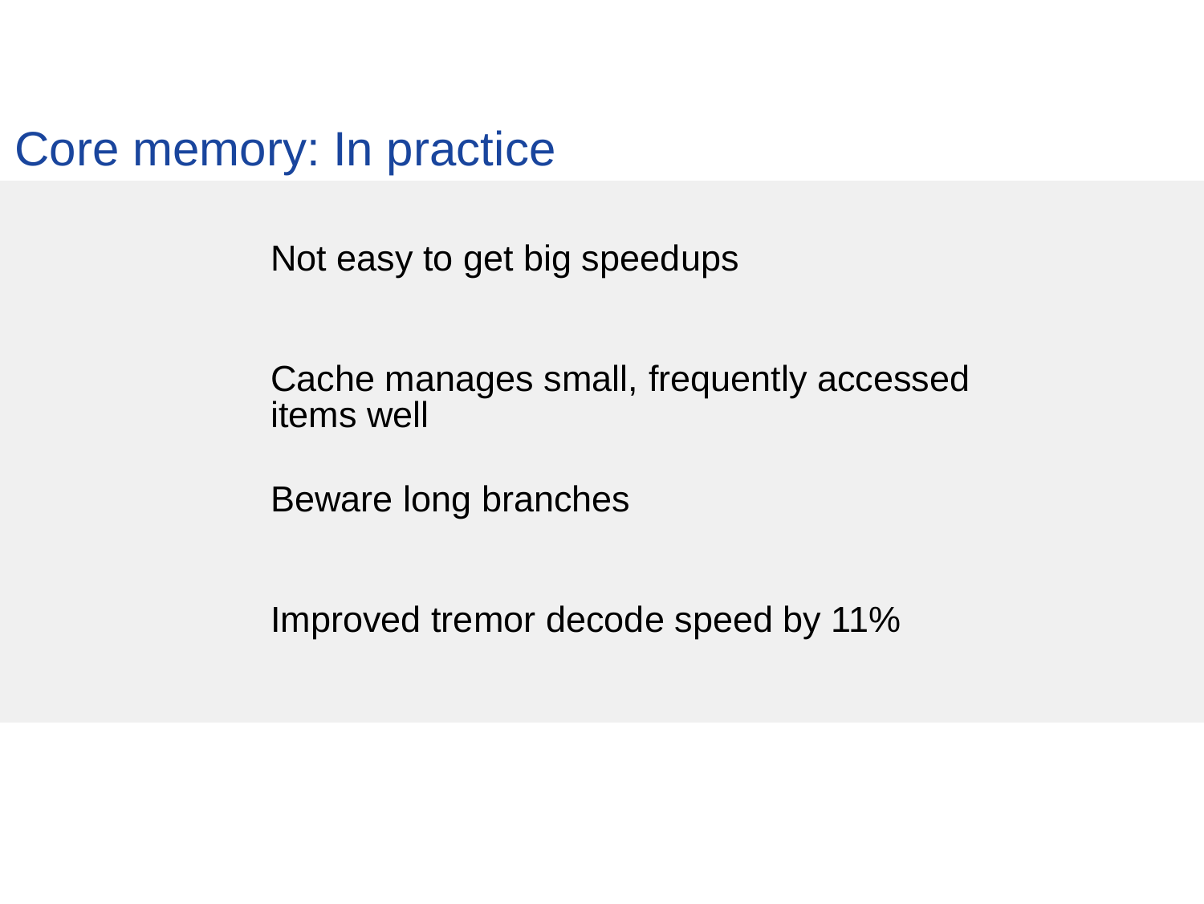# Core memory: In practice

Not easy to get big speedups

Cache manages small, frequently accessed items well

Beware long branches

Improved tremor decode speed by 11%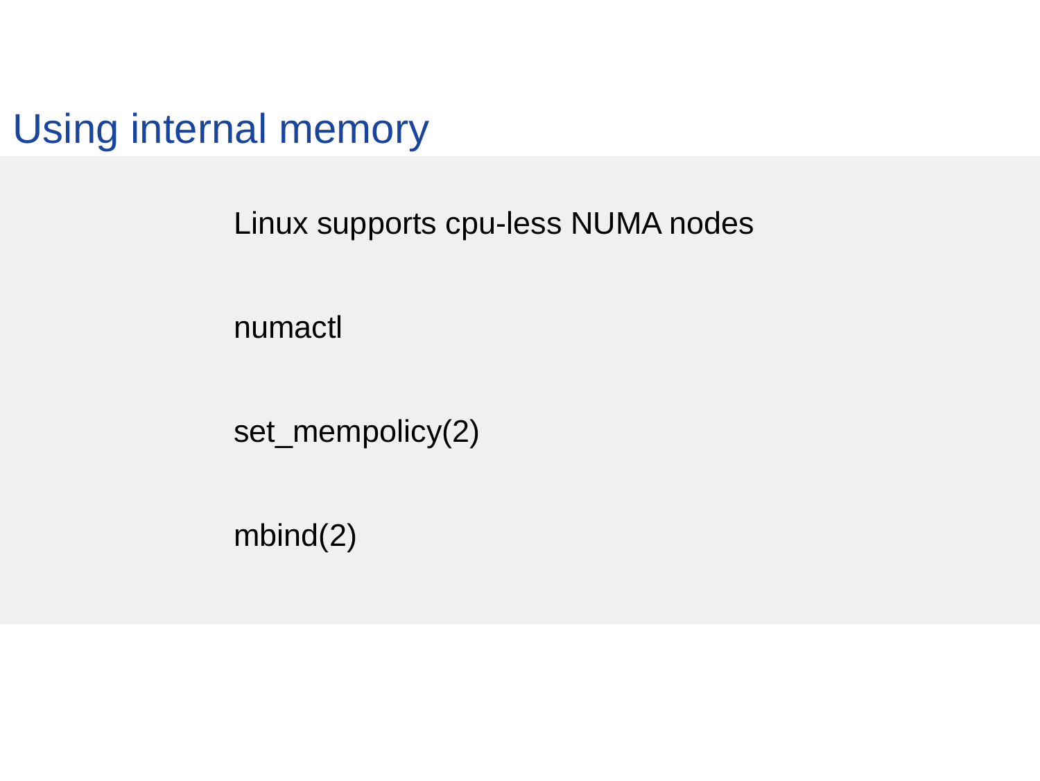# Using internal memory

Linux supports cpu-less NUMA nodes

numactl

set_mempolicy(2)

mbind(2)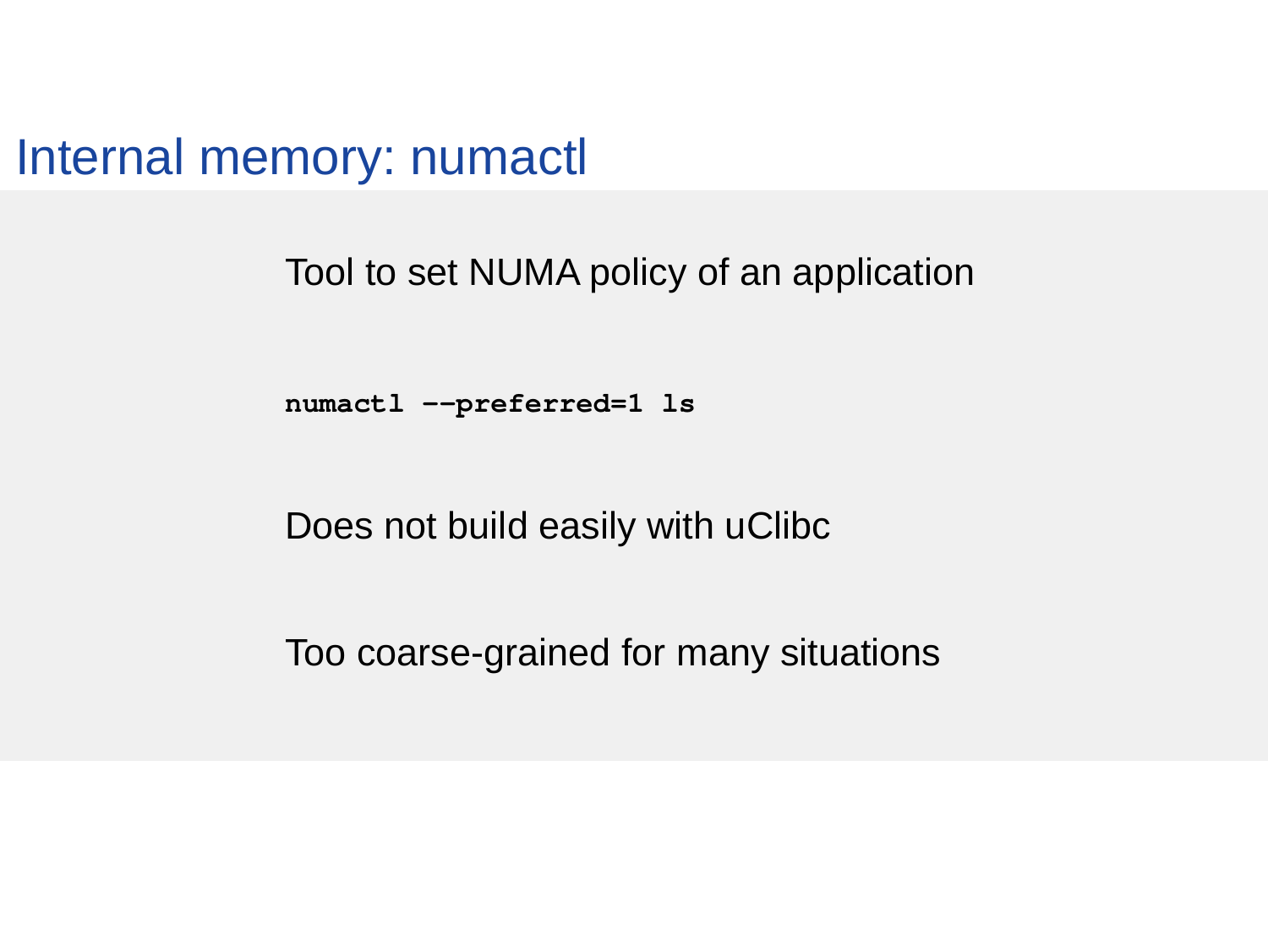# Internal memory: numactl

Tool to set NUMA policy of an application

```
numactl --preferred=1 ls
```

Does not build easily with uClibc

Too coarse-grained for many situations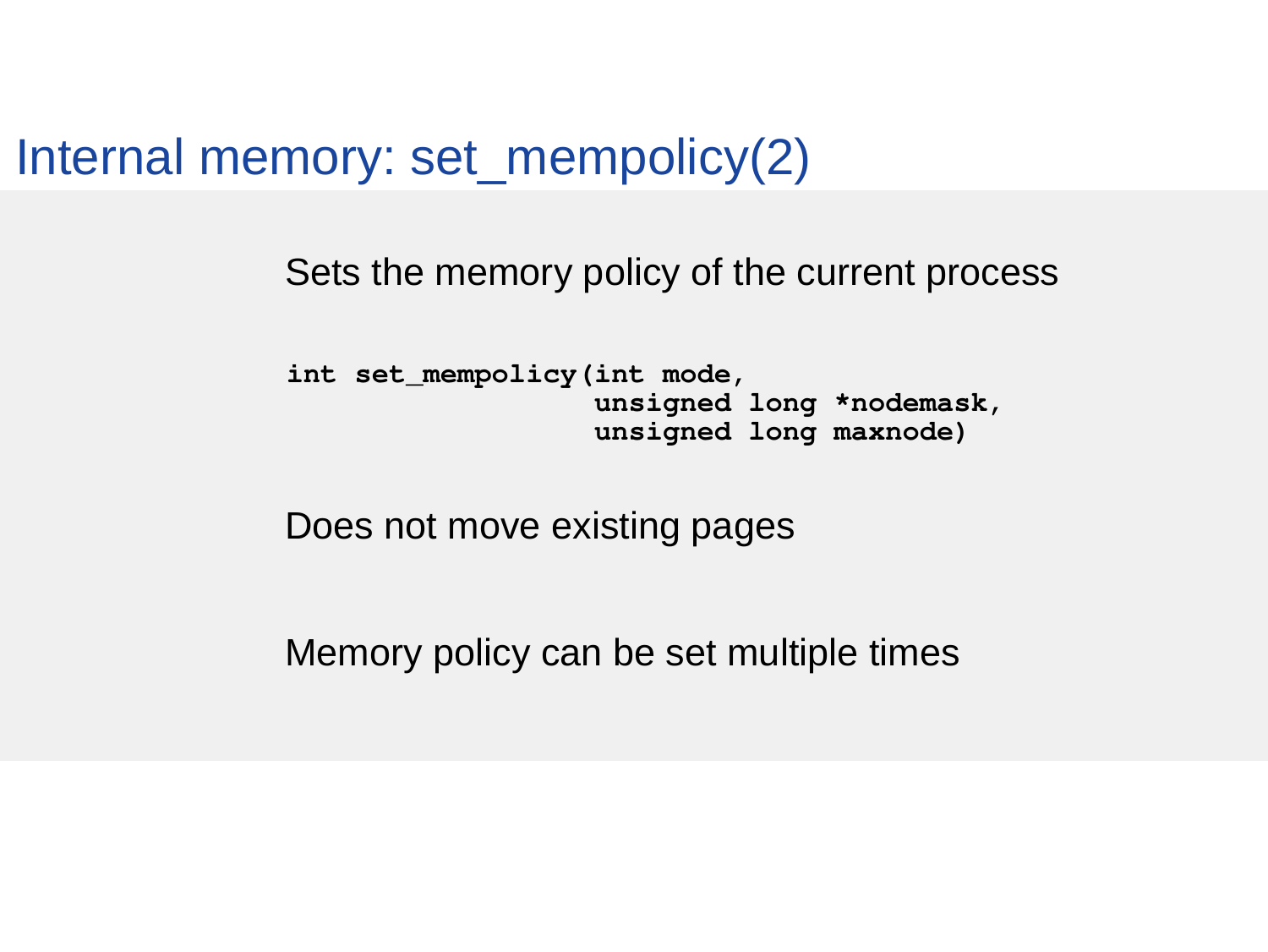# Internal memory: set_mempolicy(2)

Sets the memory policy of the current process

```
int set_mempolicy(int mode,
                  unsigned long *nodemask,
                  unsigned long maxnode)
```

Does not move existing pages

Memory policy can be set multiple times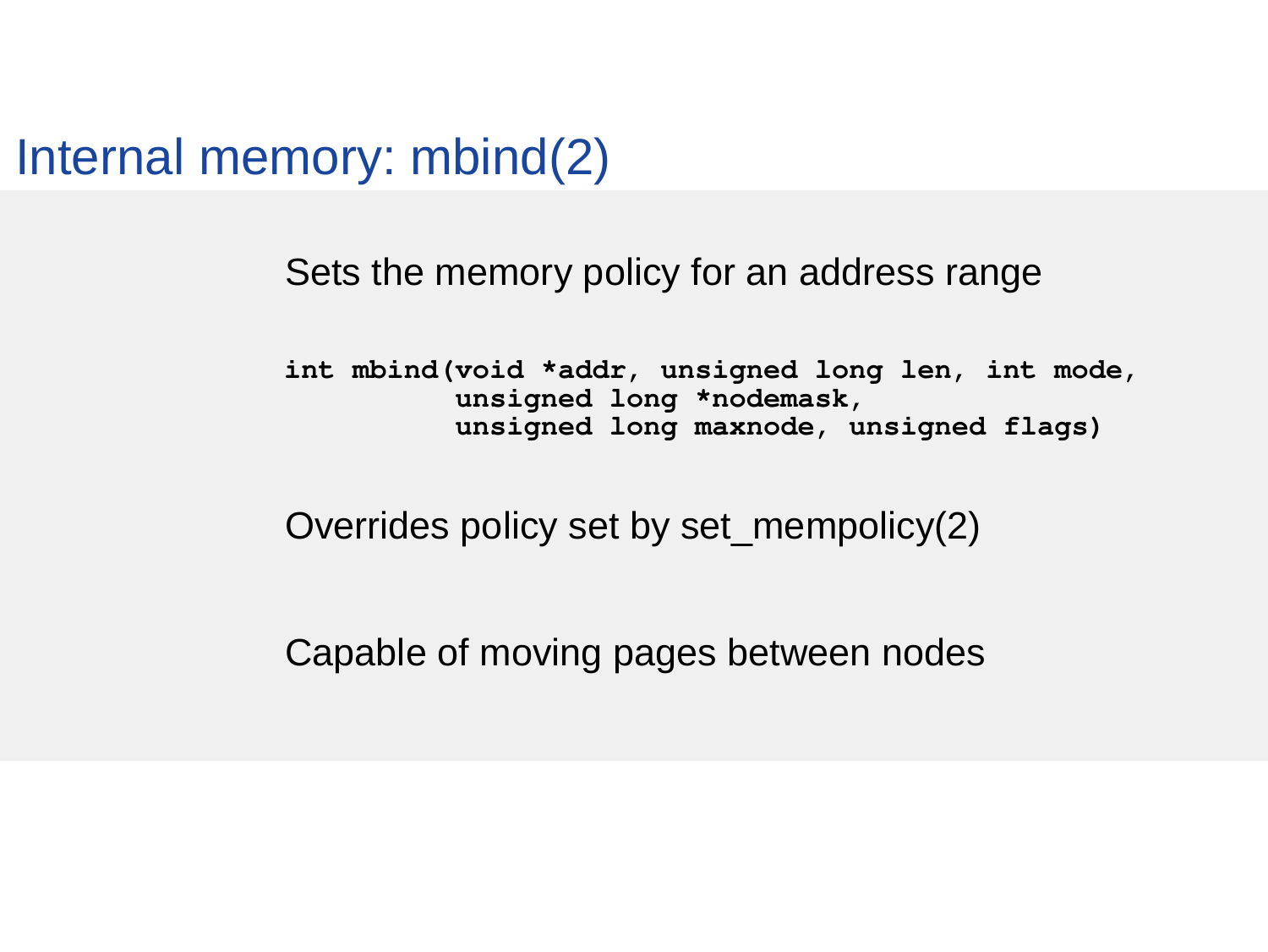# Internal memory: mbind(2)

Sets the memory policy for an address range

```
int mbind(void *addr, unsigned long len, int mode,
          unsigned long *nodemask,
          unsigned long maxnode, unsigned flags)
```

Overrides policy set by set_mempolicy(2)

Capable of moving pages between nodes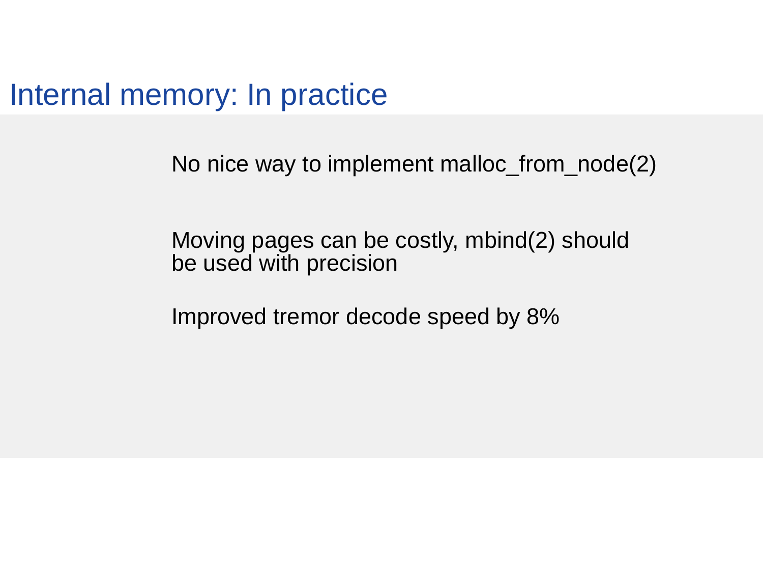# Internal memory: In practice

No nice way to implement malloc_from_node(2)

Moving pages can be costly, mbind(2) should be used with precision

Improved tremor decode speed by 8%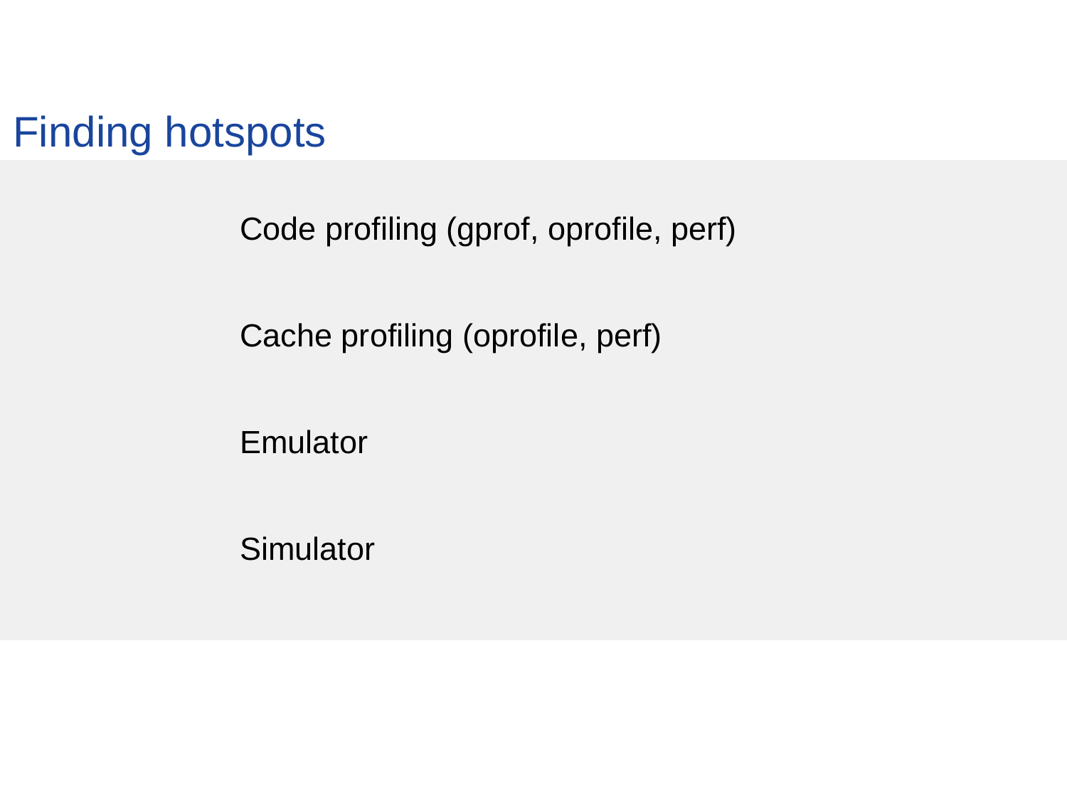# Finding hotspots

Code profiling (gprof, oprofile, perf)

Cache profiling (oprofile, perf)

Emulator

Simulator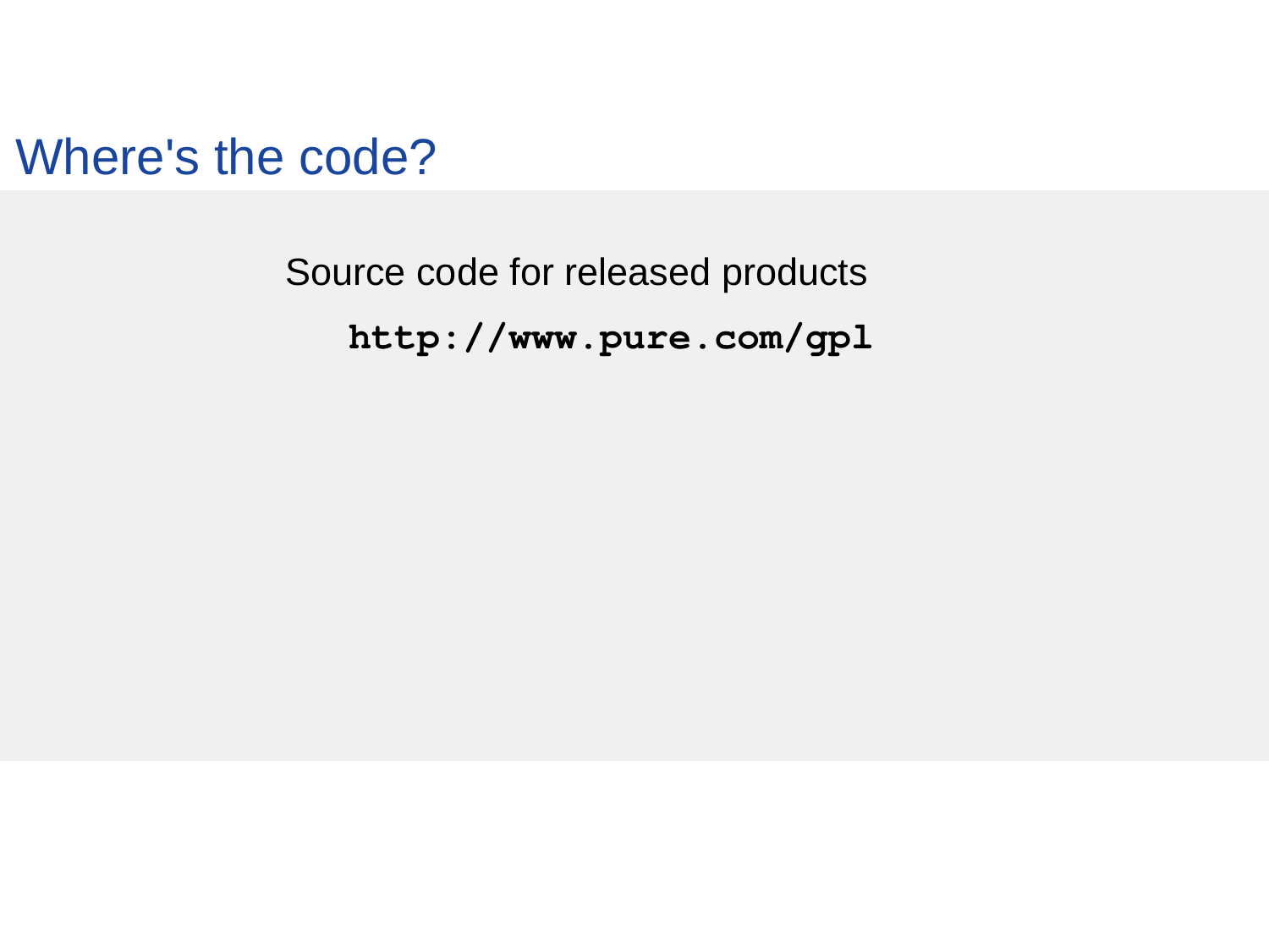# Where's the code?

Source code for released products

**`http://www.pure.com/gpl`**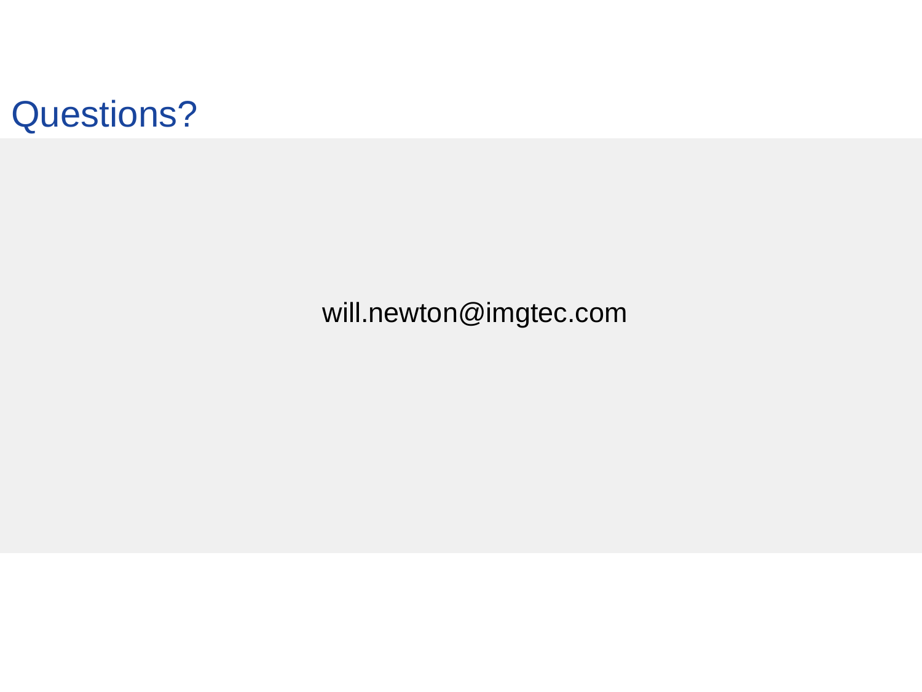# Questions?

will.newton@imgtec.com